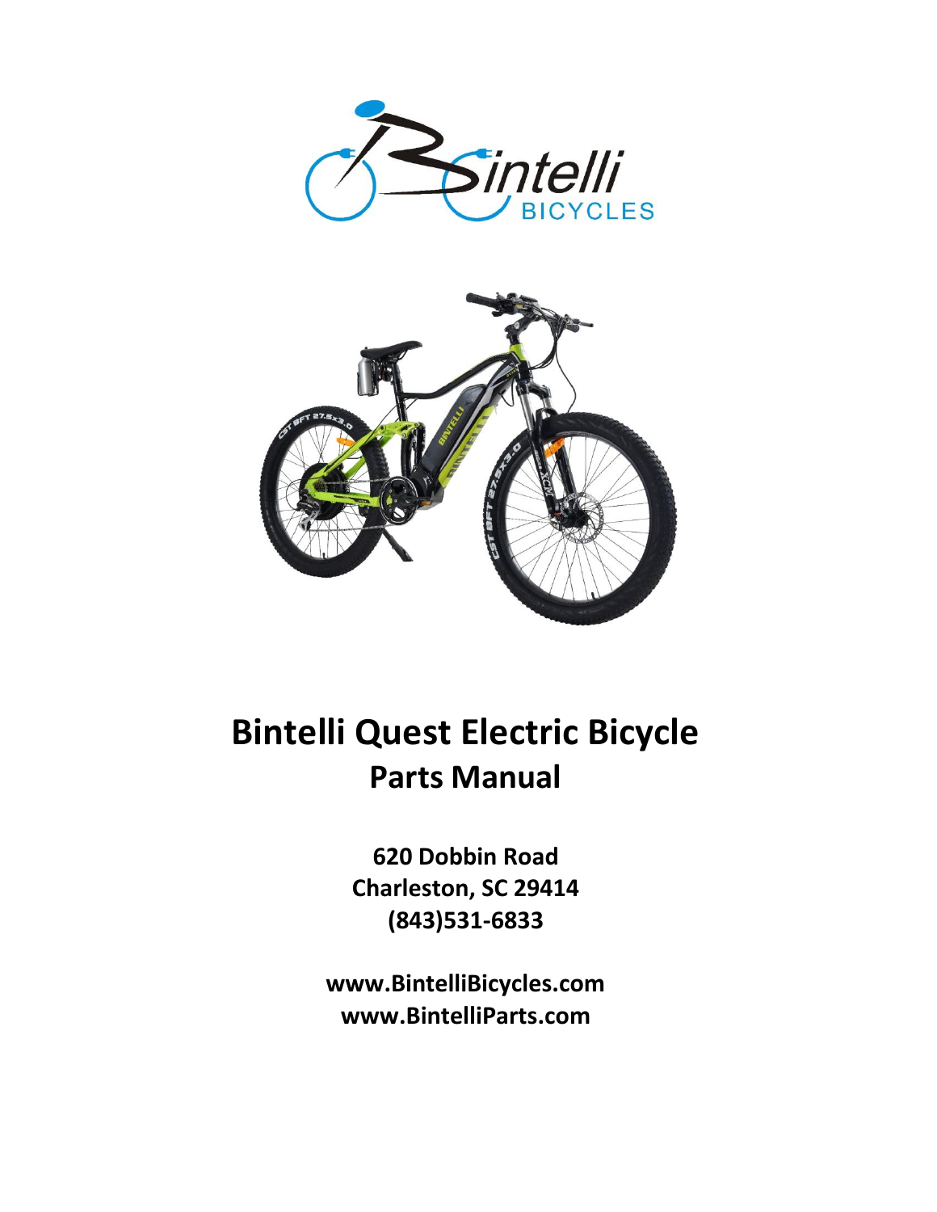# Bintelli Quest Electric Bicycle

## Parts Manual

**620 Dobbin Road**
**Charleston, SC 29414**
**(843)531-6833**

**www.BintelliBicycles.com**
**www.BintelliParts.com**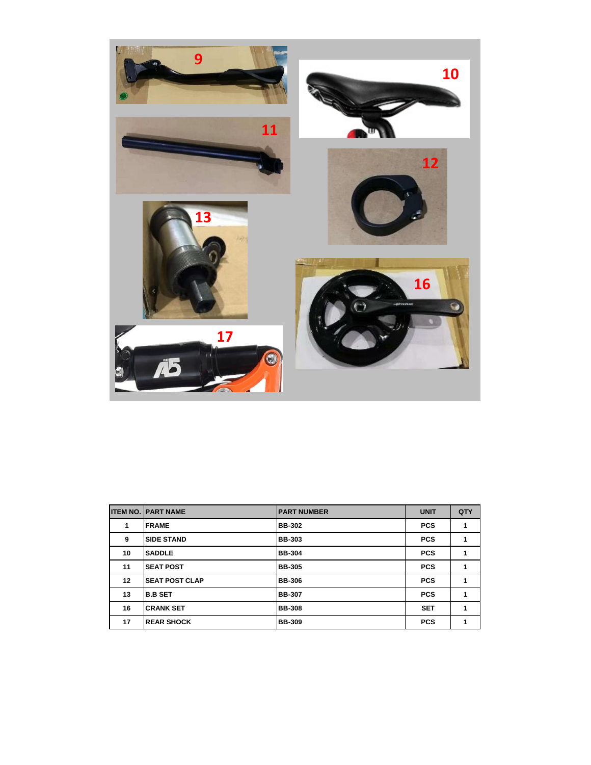| ITEM NO. | PART NAME | PART NUMBER | UNIT | QTY |
| --- | --- | --- | --- | --- |
| 1 | FRAME | BB-302 | PCS | 1 |
| 9 | SIDE STAND | BB-303 | PCS | 1 |
| 10 | SADDLE | BB-304 | PCS | 1 |
| 11 | SEAT POST | BB-305 | PCS | 1 |
| 12 | SEAT POST CLAP | BB-306 | PCS | 1 |
| 13 | B.B SET | BB-307 | PCS | 1 |
| 16 | CRANK SET | BB-308 | SET | 1 |
| 17 | REAR SHOCK | BB-309 | PCS | 1 |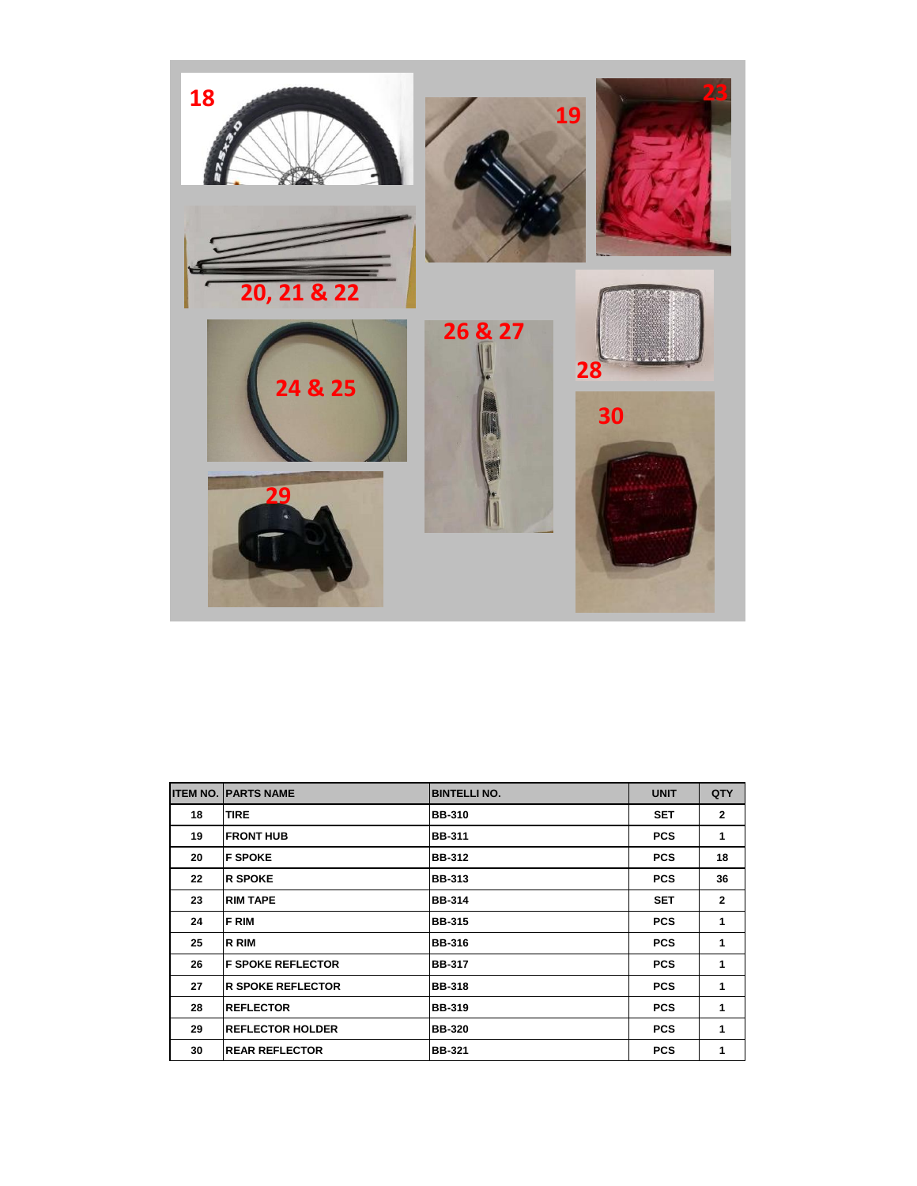| ITEM NO. | PARTS NAME | BINTELLI NO. | UNIT | QTY |
| --- | --- | --- | --- | --- |
| 18 | TIRE | BB-310 | SET | 2 |
| 19 | FRONT HUB | BB-311 | PCS | 1 |
| 20 | F SPOKE | BB-312 | PCS | 18 |
| 22 | R SPOKE | BB-313 | PCS | 36 |
| 23 | RIM TAPE | BB-314 | SET | 2 |
| 24 | F RIM | BB-315 | PCS | 1 |
| 25 | R RIM | BB-316 | PCS | 1 |
| 26 | F SPOKE REFLECTOR | BB-317 | PCS | 1 |
| 27 | R SPOKE REFLECTOR | BB-318 | PCS | 1 |
| 28 | REFLECTOR | BB-319 | PCS | 1 |
| 29 | REFLECTOR HOLDER | BB-320 | PCS | 1 |
| 30 | REAR REFLECTOR | BB-321 | PCS | 1 |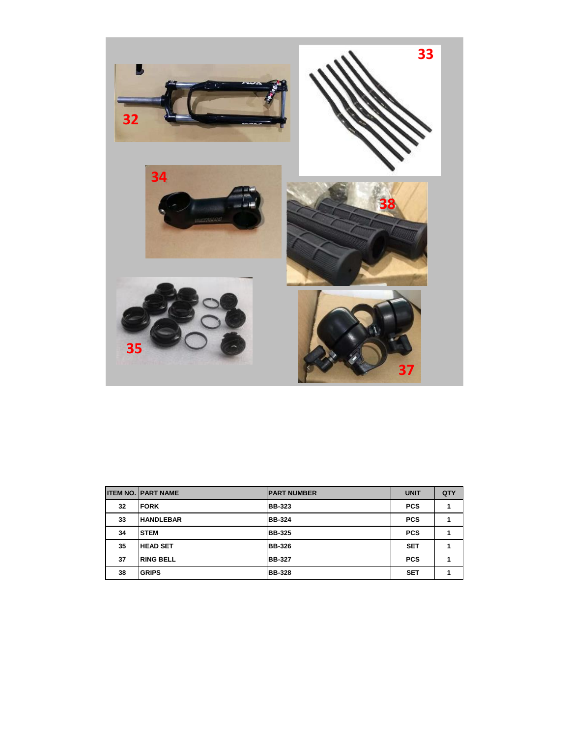| ITEM NO. | PART NAME | PART NUMBER | UNIT | QTY |
| --- | --- | --- | --- | --- |
| 32 | FORK | BB-323 | PCS | 1 |
| 33 | HANDLEBAR | BB-324 | PCS | 1 |
| 34 | STEM | BB-325 | PCS | 1 |
| 35 | HEAD SET | BB-326 | SET | 1 |
| 37 | RING BELL | BB-327 | PCS | 1 |
| 38 | GRIPS | BB-328 | SET | 1 |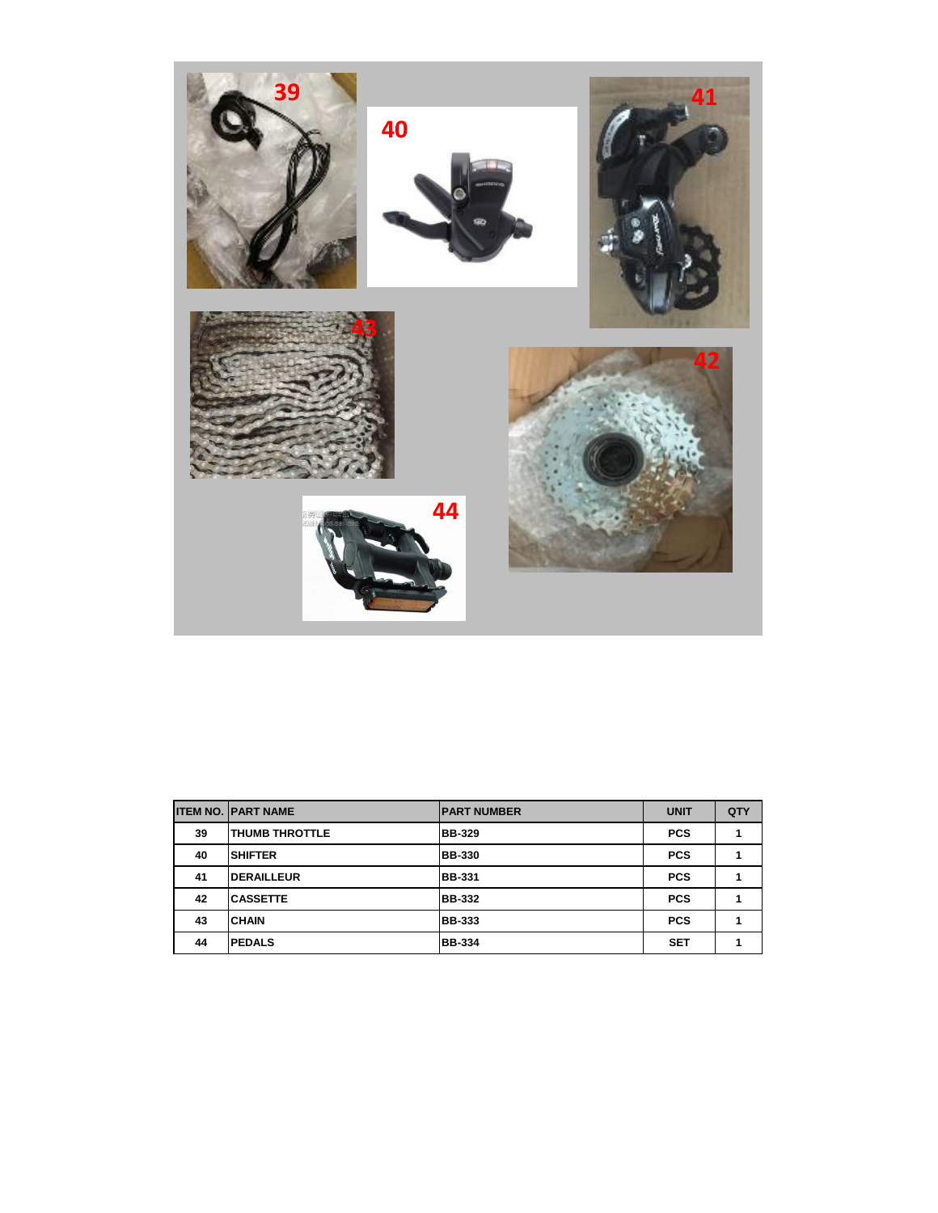| ITEM NO. | PART NAME | PART NUMBER | UNIT | QTY |
|---|---|---|---|---|
| 39 | THUMB THROTTLE | BB-329 | PCS | 1 |
| 40 | SHIFTER | BB-330 | PCS | 1 |
| 41 | DERAILLEUR | BB-331 | PCS | 1 |
| 42 | CASSETTE | BB-332 | PCS | 1 |
| 43 | CHAIN | BB-333 | PCS | 1 |
| 44 | PEDALS | BB-334 | SET | 1 |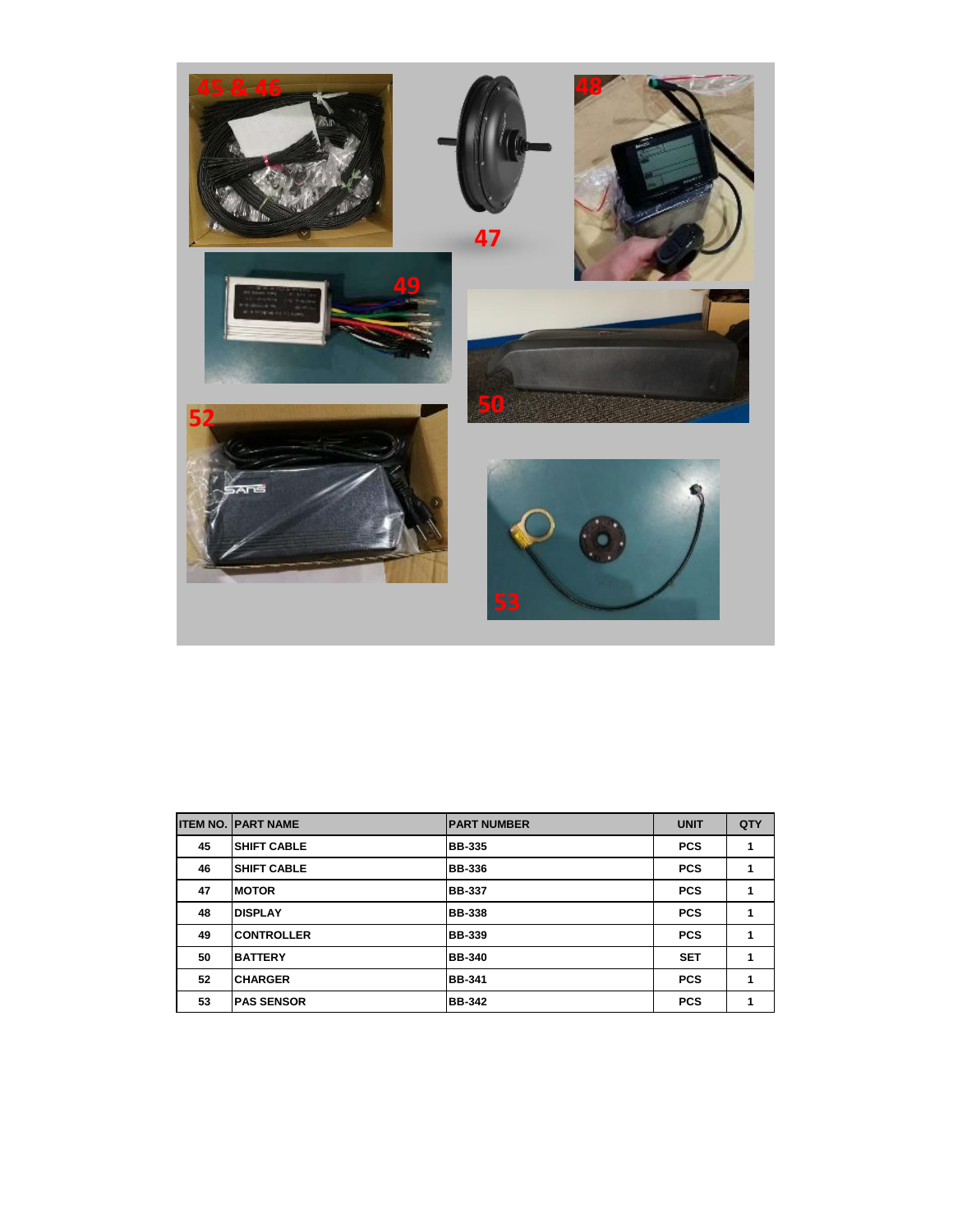| ITEM NO. | PART NAME | PART NUMBER | UNIT | QTY |
|---|---|---|---|---|
| 45 | SHIFT CABLE | BB-335 | PCS | 1 |
| 46 | SHIFT CABLE | BB-336 | PCS | 1 |
| 47 | MOTOR | BB-337 | PCS | 1 |
| 48 | DISPLAY | BB-338 | PCS | 1 |
| 49 | CONTROLLER | BB-339 | PCS | 1 |
| 50 | BATTERY | BB-340 | SET | 1 |
| 52 | CHARGER | BB-341 | PCS | 1 |
| 53 | PAS SENSOR | BB-342 | PCS | 1 |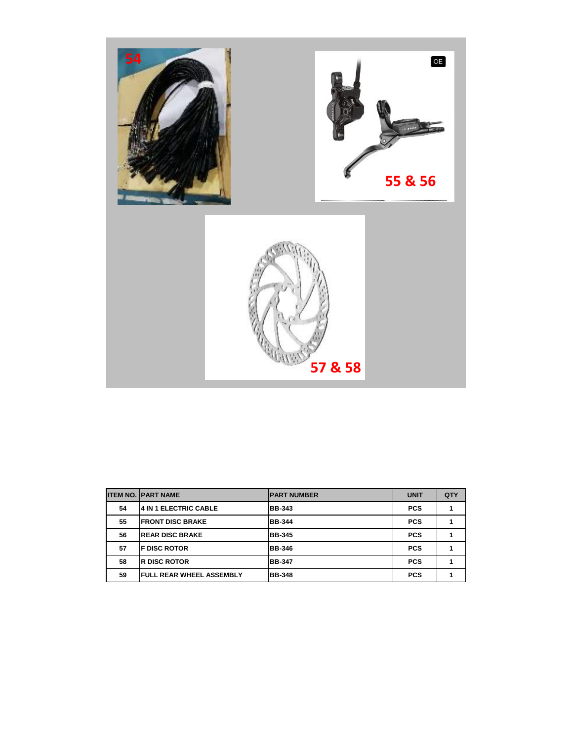| ITEM NO. | PART NAME | PART NUMBER | UNIT | QTY |
| --- | --- | --- | --- | --- |
| 54 | 4 IN 1 ELECTRIC CABLE | BB-343 | PCS | 1 |
| 55 | FRONT DISC BRAKE | BB-344 | PCS | 1 |
| 56 | REAR DISC BRAKE | BB-345 | PCS | 1 |
| 57 | F DISC ROTOR | BB-346 | PCS | 1 |
| 58 | R DISC ROTOR | BB-347 | PCS | 1 |
| 59 | FULL REAR WHEEL ASSEMBLY | BB-348 | PCS | 1 |